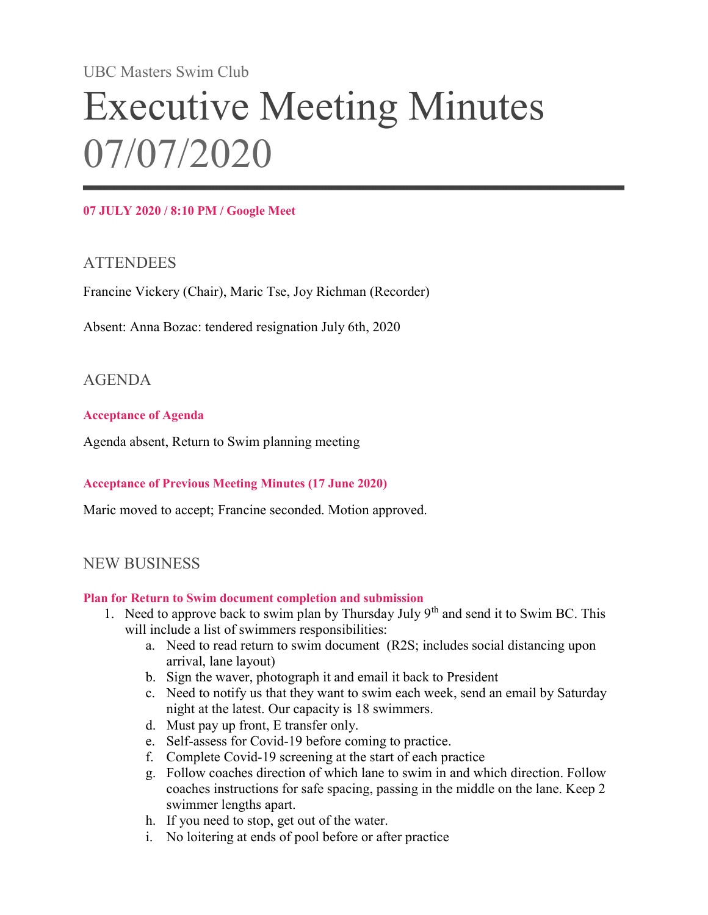UBC Masters Swim Club

# Executive Meeting Minutes 07/07/2020

**07 JULY 2020 / 8:10 PM / Google Meet**

## ATTENDEES

Francine Vickery (Chair), Maric Tse, Joy Richman (Recorder)

Absent: Anna Bozac: tendered resignation July 6th, 2020

## AGENDA

### Acceptance of Agenda

Agenda absent, Return to Swim planning meeting

### Acceptance of Previous Meeting Minutes (17 June 2020)

Maric moved to accept; Francine seconded. Motion approved.

## NEW BUSINESS

### Plan for Return to Swim document completion and submission

1. Need to approve back to swim plan by Thursday July 9th and send it to Swim BC. This will include a list of swimmers responsibilities:
   a. Need to read return to swim document (R2S; includes social distancing upon arrival, lane layout)
   b. Sign the waver, photograph it and email it back to President
   c. Need to notify us that they want to swim each week, send an email by Saturday night at the latest. Our capacity is 18 swimmers.
   d. Must pay up front, E transfer only.
   e. Self-assess for Covid-19 before coming to practice.
   f. Complete Covid-19 screening at the start of each practice
   g. Follow coaches direction of which lane to swim in and which direction. Follow coaches instructions for safe spacing, passing in the middle on the lane. Keep 2 swimmer lengths apart.
   h. If you need to stop, get out of the water.
   i. No loitering at ends of pool before or after practice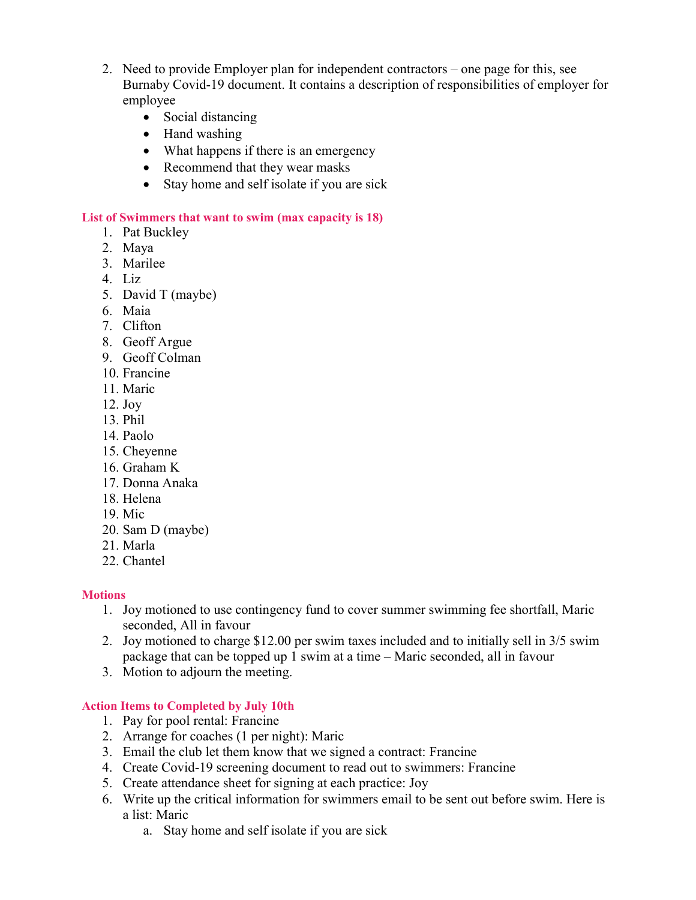2. Need to provide Employer plan for independent contractors – one page for this, see Burnaby Covid-19 document. It contains a description of responsibilities of employer for employee
    - Social distancing
    - Hand washing
    - What happens if there is an emergency
    - Recommend that they wear masks
    - Stay home and self isolate if you are sick

**List of Swimmers that want to swim (max capacity is 18)**

1. Pat Buckley
2. Maya
3. Marilee
4. Liz
5. David T (maybe)
6. Maia
7. Clifton
8. Geoff Argue
9. Geoff Colman
10. Francine
11. Maric
12. Joy
13. Phil
14. Paolo
15. Cheyenne
16. Graham K
17. Donna Anaka
18. Helena
19. Mic
20. Sam D (maybe)
21. Marla
22. Chantel

**Motions**

1. Joy motioned to use contingency fund to cover summer swimming fee shortfall, Maric seconded, All in favour
2. Joy motioned to charge $12.00 per swim taxes included and to initially sell in 3/5 swim package that can be topped up 1 swim at a time – Maric seconded, all in favour
3. Motion to adjourn the meeting.

**Action Items to Completed by July 10th**

1. Pay for pool rental: Francine
2. Arrange for coaches (1 per night): Maric
3. Email the club let them know that we signed a contract: Francine
4. Create Covid-19 screening document to read out to swimmers: Francine
5. Create attendance sheet for signing at each practice: Joy
6. Write up the critical information for swimmers email to be sent out before swim. Here is a list: Maric
    a. Stay home and self isolate if you are sick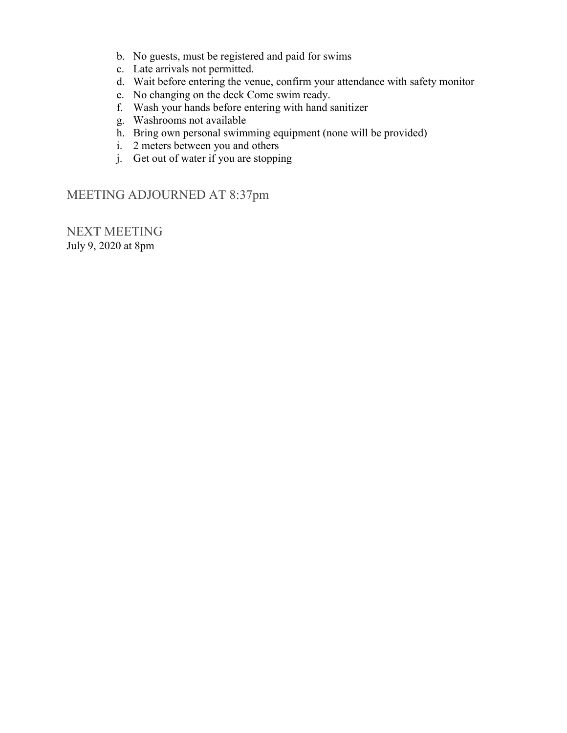b. No guests, must be registered and paid for swims
c. Late arrivals not permitted.
d. Wait before entering the venue, confirm your attendance with safety monitor
e. No changing on the deck Come swim ready.
f. Wash your hands before entering with hand sanitizer
g. Washrooms not available
h. Bring own personal swimming equipment (none will be provided)
i. 2 meters between you and others
j. Get out of water if you are stopping

## MEETING ADJOURNED AT 8:37pm

## NEXT MEETING

July 9, 2020 at 8pm